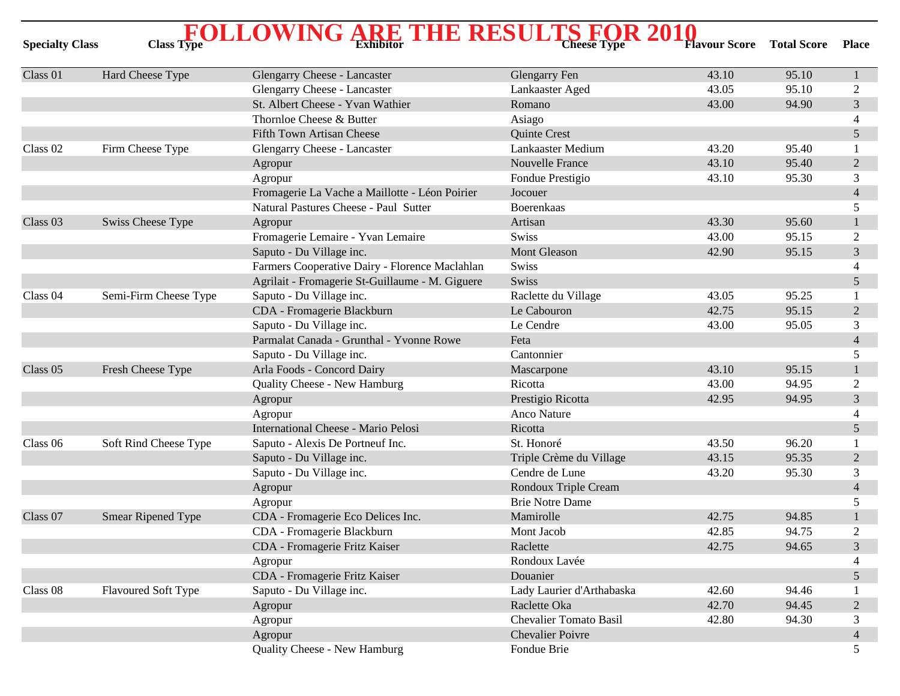# FOLLOWING ARE THE RESULTS FOR 2010

| Specialty Class | Class Type | Exhibitor | Cheese Type | Flavour Score | Total Score | Place |
|---|---|---|---|---|---|---|
| Class 01 | Hard Cheese Type | Glengarry Cheese - Lancaster | Glengarry Fen | 43.10 | 95.10 | 1 |
| | | Glengarry Cheese - Lancaster | Lankaaster Aged | 43.05 | 95.10 | 2 |
| | | St. Albert Cheese - Yvan Wathier | Romano | 43.00 | 94.90 | 3 |
| | | Thornloe Cheese & Butter | Asiago | | | 4 |
| | | Fifth Town Artisan Cheese | Quinte Crest | | | 5 |
| Class 02 | Firm Cheese Type | Glengarry Cheese - Lancaster | Lankaaster Medium | 43.20 | 95.40 | 1 |
| | | Agropur | Nouvelle France | 43.10 | 95.40 | 2 |
| | | Agropur | Fondue Prestigio | 43.10 | 95.30 | 3 |
| | | Fromagerie La Vache a Maillotte - Léon Poirier | Jocouer | | | 4 |
| | | Natural Pastures Cheese - Paul Sutter | Boerenkaas | | | 5 |
| Class 03 | Swiss Cheese Type | Agropur | Artisan | 43.30 | 95.60 | 1 |
| | | Fromagerie Lemaire - Yvan Lemaire | Swiss | 43.00 | 95.15 | 2 |
| | | Saputo - Du Village inc. | Mont Gleason | 42.90 | 95.15 | 3 |
| | | Farmers Cooperative Dairy - Florence Maclahlan | Swiss | | | 4 |
| | | Agrilait - Fromagerie St-Guillaume - M. Giguere | Swiss | | | 5 |
| Class 04 | Semi-Firm Cheese Type | Saputo - Du Village inc. | Raclette du Village | 43.05 | 95.25 | 1 |
| | | CDA - Fromagerie Blackburn | Le Cabouron | 42.75 | 95.15 | 2 |
| | | Saputo - Du Village inc. | Le Cendre | 43.00 | 95.05 | 3 |
| | | Parmalat Canada - Grunthal - Yvonne Rowe | Feta | | | 4 |
| | | Saputo - Du Village inc. | Cantonnier | | | 5 |
| Class 05 | Fresh Cheese Type | Arla Foods - Concord Dairy | Mascarpone | 43.10 | 95.15 | 1 |
| | | Quality Cheese - New Hamburg | Ricotta | 43.00 | 94.95 | 2 |
| | | Agropur | Prestigio Ricotta | 42.95 | 94.95 | 3 |
| | | Agropur | Anco Nature | | | 4 |
| | | International Cheese - Mario Pelosi | Ricotta | | | 5 |
| Class 06 | Soft Rind Cheese Type | Saputo - Alexis De Portneuf Inc. | St. Honoré | 43.50 | 96.20 | 1 |
| | | Saputo - Du Village inc. | Triple Crème du Village | 43.15 | 95.35 | 2 |
| | | Saputo - Du Village inc. | Cendre de Lune | 43.20 | 95.30 | 3 |
| | | Agropur | Rondoux Triple Cream | | | 4 |
| | | Agropur | Brie Notre Dame | | | 5 |
| Class 07 | Smear Ripened Type | CDA - Fromagerie Eco Delices Inc. | Mamirolle | 42.75 | 94.85 | 1 |
| | | CDA - Fromagerie Blackburn | Mont Jacob | 42.85 | 94.75 | 2 |
| | | CDA - Fromagerie Fritz Kaiser | Raclette | 42.75 | 94.65 | 3 |
| | | Agropur | Rondoux Lavée | | | 4 |
| | | CDA - Fromagerie Fritz Kaiser | Douanier | | | 5 |
| Class 08 | Flavoured Soft Type | Saputo - Du Village inc. | Lady Laurier d'Arthabaska | 42.60 | 94.46 | 1 |
| | | Agropur | Raclette Oka | 42.70 | 94.45 | 2 |
| | | Agropur | Chevalier Tomato Basil | 42.80 | 94.30 | 3 |
| | | Agropur | Chevalier Poivre | | | 4 |
| | | Quality Cheese - New Hamburg | Fondue Brie | | | 5 |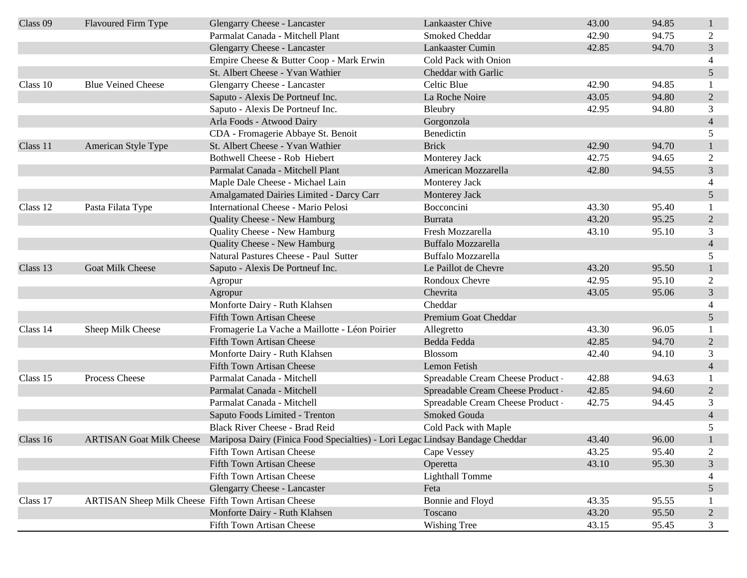| Class 09 | Flavoured Firm Type | Glengarry Cheese - Lancaster | Lankaaster Chive | 43.00 | 94.85 | 1 |
|---|---|---|---|---|---|---|
| | | Parmalat Canada - Mitchell Plant | Smoked Cheddar | 42.90 | 94.75 | 2 |
| | | Glengarry Cheese - Lancaster | Lankaaster Cumin | 42.85 | 94.70 | 3 |
| | | Empire Cheese & Butter Coop - Mark Erwin | Cold Pack with Onion | | | 4 |
| | | St. Albert Cheese - Yvan Wathier | Cheddar with Garlic | | | 5 |
| Class 10 | Blue Veined Cheese | Glengarry Cheese - Lancaster | Celtic Blue | 42.90 | 94.85 | 1 |
| | | Saputo - Alexis De Portneuf Inc. | La Roche Noire | 43.05 | 94.80 | 2 |
| | | Saputo - Alexis De Portneuf Inc. | Bleubry | 42.95 | 94.80 | 3 |
| | | Arla Foods - Atwood Dairy | Gorgonzola | | | 4 |
| | | CDA - Fromagerie Abbaye St. Benoit | Benedictin | | | 5 |
| Class 11 | American Style Type | St. Albert Cheese - Yvan Wathier | Brick | 42.90 | 94.70 | 1 |
| | | Bothwell Cheese - Rob Hiebert | Monterey Jack | 42.75 | 94.65 | 2 |
| | | Parmalat Canada - Mitchell Plant | American Mozzarella | 42.80 | 94.55 | 3 |
| | | Maple Dale Cheese - Michael Lain | Monterey Jack | | | 4 |
| | | Amalgamated Dairies Limited - Darcy Carr | Monterey Jack | | | 5 |
| Class 12 | Pasta Filata Type | International Cheese - Mario Pelosi | Bocconcini | 43.30 | 95.40 | 1 |
| | | Quality Cheese - New Hamburg | Burrata | 43.20 | 95.25 | 2 |
| | | Quality Cheese - New Hamburg | Fresh Mozzarella | 43.10 | 95.10 | 3 |
| | | Quality Cheese - New Hamburg | Buffalo Mozzarella | | | 4 |
| | | Natural Pastures Cheese - Paul Sutter | Buffalo Mozzarella | | | 5 |
| Class 13 | Goat Milk Cheese | Saputo - Alexis De Portneuf Inc. | Le Paillot de Chevre | 43.20 | 95.50 | 1 |
| | | Agropur | Rondoux Chevre | 42.95 | 95.10 | 2 |
| | | Agropur | Chevrita | 43.05 | 95.06 | 3 |
| | | Monforte Dairy - Ruth Klahsen | Cheddar | | | 4 |
| | | Fifth Town Artisan Cheese | Premium Goat Cheddar | | | 5 |
| Class 14 | Sheep Milk Cheese | Fromagerie La Vache a Maillotte - Léon Poirier | Allegretto | 43.30 | 96.05 | 1 |
| | | Fifth Town Artisan Cheese | Bedda Fedda | 42.85 | 94.70 | 2 |
| | | Monforte Dairy - Ruth Klahsen | Blossom | 42.40 | 94.10 | 3 |
| | | Fifth Town Artisan Cheese | Lemon Fetish | | | 4 |
| Class 15 | Process Cheese | Parmalat Canada - Mitchell | Spreadable Cream Cheese Product - | 42.88 | 94.63 | 1 |
| | | Parmalat Canada - Mitchell | Spreadable Cream Cheese Product - | 42.85 | 94.60 | 2 |
| | | Parmalat Canada - Mitchell | Spreadable Cream Cheese Product - | 42.75 | 94.45 | 3 |
| | | Saputo Foods Limited - Trenton | Smoked Gouda | | | 4 |
| | | Black River Cheese - Brad Reid | Cold Pack with Maple | | | 5 |
| Class 16 | ARTISAN Goat Milk Cheese | Mariposa Dairy (Finica Food Specialties) - Lori Legac | Lindsay Bandage Cheddar | 43.40 | 96.00 | 1 |
| | | Fifth Town Artisan Cheese | Cape Vessey | 43.25 | 95.40 | 2 |
| | | Fifth Town Artisan Cheese | Operetta | 43.10 | 95.30 | 3 |
| | | Fifth Town Artisan Cheese | Lighthall Tomme | | | 4 |
| | | Glengarry Cheese - Lancaster | Feta | | | 5 |
| Class 17 | ARTISAN Sheep Milk Cheese | Fifth Town Artisan Cheese | Bonnie and Floyd | 43.35 | 95.55 | 1 |
| | | Monforte Dairy - Ruth Klahsen | Toscano | 43.20 | 95.50 | 2 |
| | | Fifth Town Artisan Cheese | Wishing Tree | 43.15 | 95.45 | 3 |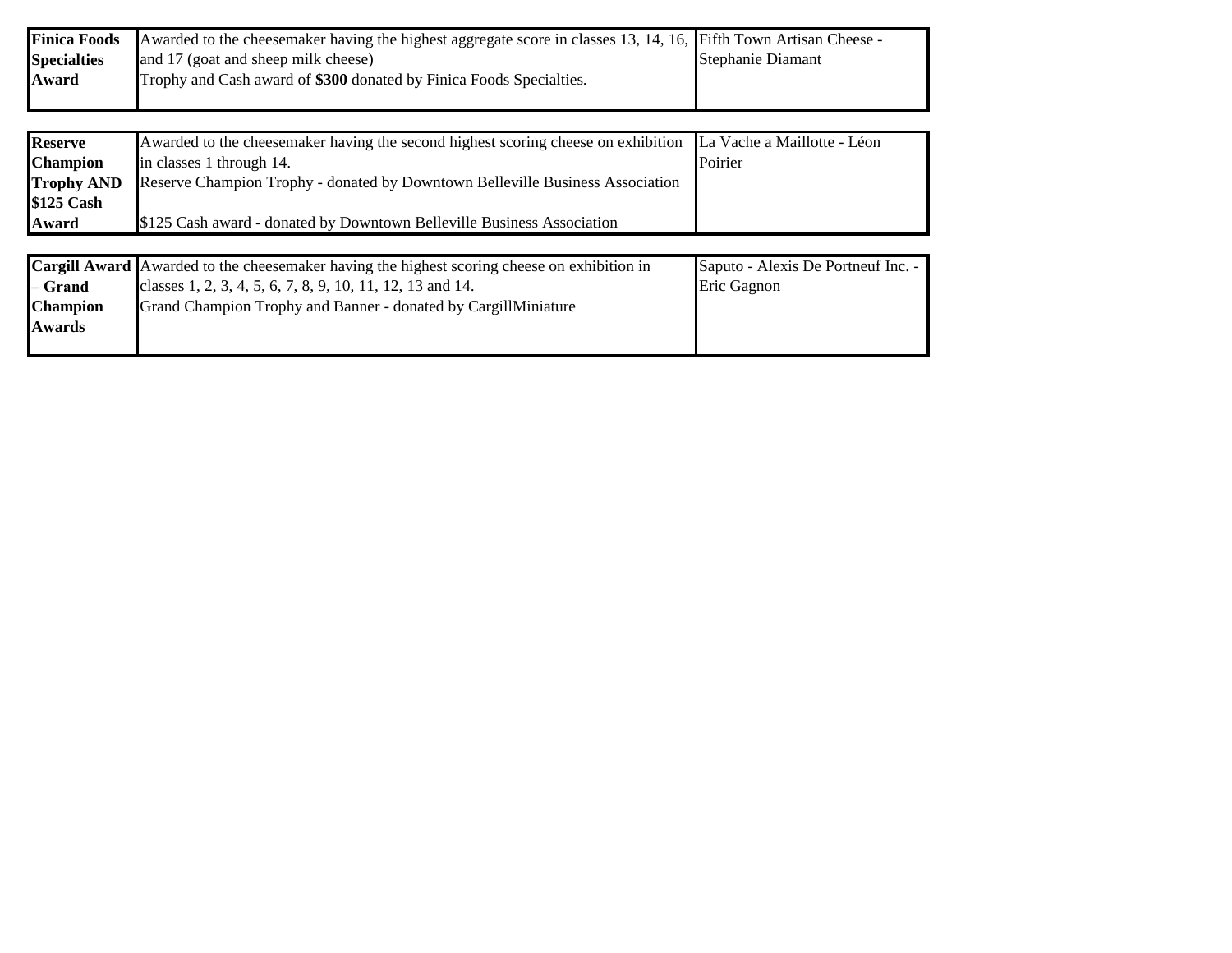| | | |
|---|---|---|
| **Finica Foods Specialties Award** | Awarded to the cheesemaker having the highest aggregate score in classes 13, 14, 16, and 17 (goat and sheep milk cheese)<br>Trophy and Cash award of **$300** donated by Finica Foods Specialties. | Fifth Town Artisan Cheese - Stephanie Diamant |
| **Reserve Champion Trophy AND $125 Cash Award** | Awarded to the cheesemaker having the second highest scoring cheese on exhibition in classes 1 through 14.<br>Reserve Champion Trophy - donated by Downtown Belleville Business Association<br>$125 Cash award - donated by Downtown Belleville Business Association | La Vache a Maillotte - Léon Poirier |
| **Cargill Award – Grand Champion Awards** | Awarded to the cheesemaker having the highest scoring cheese on exhibition in classes 1, 2, 3, 4, 5, 6, 7, 8, 9, 10, 11, 12, 13 and 14.<br>Grand Champion Trophy and Banner - donated by CargillMiniature | Saputo - Alexis De Portneuf Inc. - Eric Gagnon |